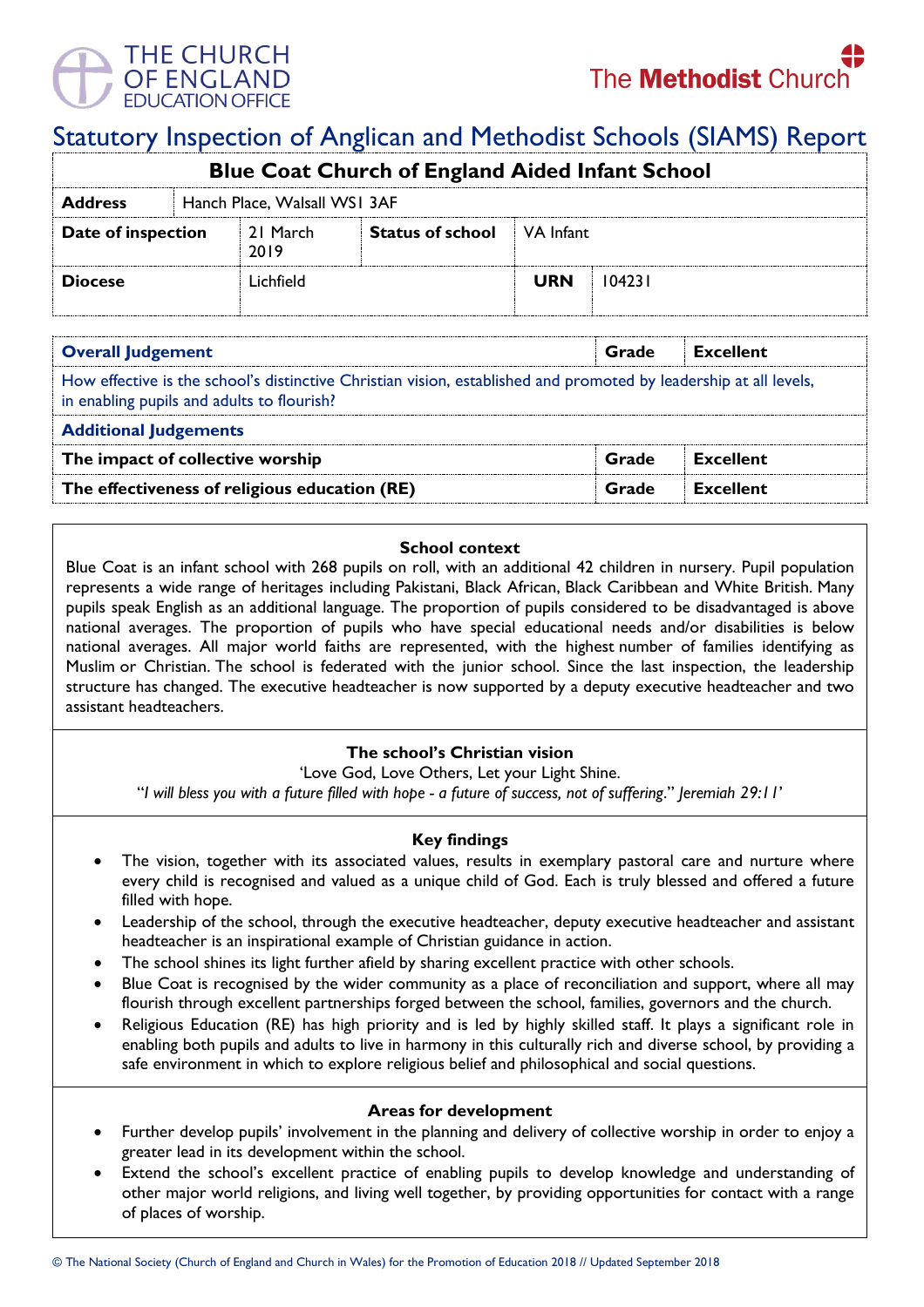THE CHURCH OF ENGLAND EDUCATION OFFICE

The **Methodist** Church

# Statutory Inspection of Anglican and Methodist Schools (SIAMS) Report

| **Blue Coat Church of England Aided Infant School** | | | |
|---|---|---|---|
| **Address** | Hanch Place, Walsall WS1 3AF | | |
| **Date of inspection** | 21 March 2019 | **Status of school** | VA Infant |
| **Diocese** | Lichfield | **URN** | 104231 |

| **Overall Judgement** | **Grade** | **Excellent** |
|---|---|---|
| How effective is the school's distinctive Christian vision, established and promoted by leadership at all levels, in enabling pupils and adults to flourish? | | |
| **Additional Judgements** | | |
| **The impact of collective worship** | **Grade** | **Excellent** |
| **The effectiveness of religious education (RE)** | **Grade** | **Excellent** |

### School context

Blue Coat is an infant school with 268 pupils on roll, with an additional 42 children in nursery. Pupil population represents a wide range of heritages including Pakistani, Black African, Black Caribbean and White British. Many pupils speak English as an additional language. The proportion of pupils considered to be disadvantaged is above national averages. The proportion of pupils who have special educational needs and/or disabilities is below national averages. All major world faiths are represented, with the highest number of families identifying as Muslim or Christian. The school is federated with the junior school. Since the last inspection, the leadership structure has changed. The executive headteacher is now supported by a deputy executive headteacher and two assistant headteachers.

### The school's Christian vision

'Love God, Love Others, Let your Light Shine.

"*I will bless you with a future filled with hope - a future of success, not of suffering*." *Jeremiah 29:11*'

### Key findings

- The vision, together with its associated values, results in exemplary pastoral care and nurture where every child is recognised and valued as a unique child of God. Each is truly blessed and offered a future filled with hope.
- Leadership of the school, through the executive headteacher, deputy executive headteacher and assistant headteacher is an inspirational example of Christian guidance in action.
- The school shines its light further afield by sharing excellent practice with other schools.
- Blue Coat is recognised by the wider community as a place of reconciliation and support, where all may flourish through excellent partnerships forged between the school, families, governors and the church.
- Religious Education (RE) has high priority and is led by highly skilled staff. It plays a significant role in enabling both pupils and adults to live in harmony in this culturally rich and diverse school, by providing a safe environment in which to explore religious belief and philosophical and social questions.

### Areas for development

- Further develop pupils' involvement in the planning and delivery of collective worship in order to enjoy a greater lead in its development within the school.
- Extend the school's excellent practice of enabling pupils to develop knowledge and understanding of other major world religions, and living well together, by providing opportunities for contact with a range of places of worship.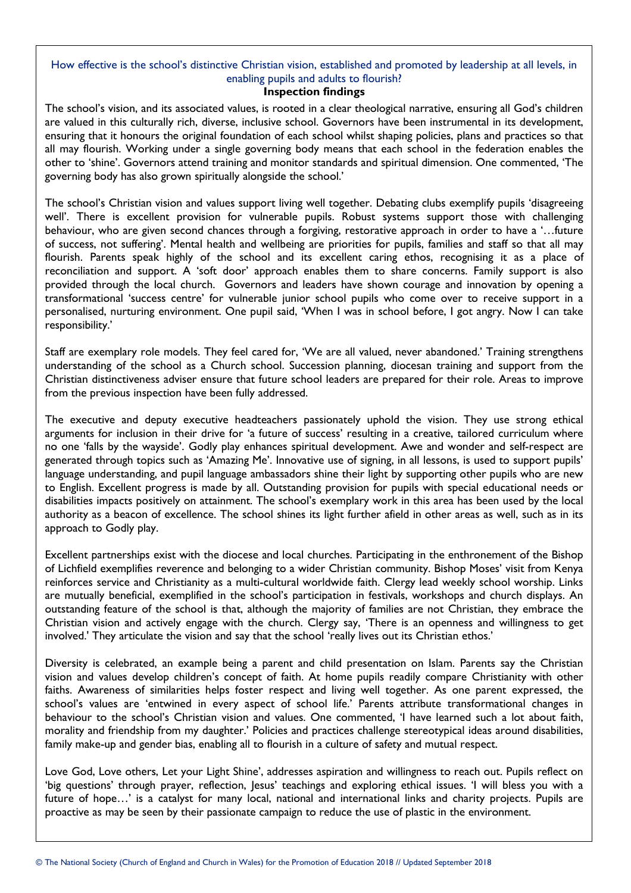## How effective is the school's distinctive Christian vision, established and promoted by leadership at all levels, in enabling pupils and adults to flourish?

**Inspection findings**

The school's vision, and its associated values, is rooted in a clear theological narrative, ensuring all God's children are valued in this culturally rich, diverse, inclusive school. Governors have been instrumental in its development, ensuring that it honours the original foundation of each school whilst shaping policies, plans and practices so that all may flourish. Working under a single governing body means that each school in the federation enables the other to 'shine'. Governors attend training and monitor standards and spiritual dimension. One commented, 'The governing body has also grown spiritually alongside the school.'

The school's Christian vision and values support living well together. Debating clubs exemplify pupils 'disagreeing well'. There is excellent provision for vulnerable pupils. Robust systems support those with challenging behaviour, who are given second chances through a forgiving, restorative approach in order to have a '…future of success, not suffering'. Mental health and wellbeing are priorities for pupils, families and staff so that all may flourish. Parents speak highly of the school and its excellent caring ethos, recognising it as a place of reconciliation and support. A 'soft door' approach enables them to share concerns. Family support is also provided through the local church. Governors and leaders have shown courage and innovation by opening a transformational 'success centre' for vulnerable junior school pupils who come over to receive support in a personalised, nurturing environment. One pupil said, 'When I was in school before, I got angry. Now I can take responsibility.'

Staff are exemplary role models. They feel cared for, 'We are all valued, never abandoned.' Training strengthens understanding of the school as a Church school. Succession planning, diocesan training and support from the Christian distinctiveness adviser ensure that future school leaders are prepared for their role. Areas to improve from the previous inspection have been fully addressed.

The executive and deputy executive headteachers passionately uphold the vision. They use strong ethical arguments for inclusion in their drive for 'a future of success' resulting in a creative, tailored curriculum where no one 'falls by the wayside'. Godly play enhances spiritual development. Awe and wonder and self-respect are generated through topics such as 'Amazing Me'. Innovative use of signing, in all lessons, is used to support pupils' language understanding, and pupil language ambassadors shine their light by supporting other pupils who are new to English. Excellent progress is made by all. Outstanding provision for pupils with special educational needs or disabilities impacts positively on attainment. The school's exemplary work in this area has been used by the local authority as a beacon of excellence. The school shines its light further afield in other areas as well, such as in its approach to Godly play.

Excellent partnerships exist with the diocese and local churches. Participating in the enthronement of the Bishop of Lichfield exemplifies reverence and belonging to a wider Christian community. Bishop Moses' visit from Kenya reinforces service and Christianity as a multi-cultural worldwide faith. Clergy lead weekly school worship. Links are mutually beneficial, exemplified in the school's participation in festivals, workshops and church displays. An outstanding feature of the school is that, although the majority of families are not Christian, they embrace the Christian vision and actively engage with the church. Clergy say, 'There is an openness and willingness to get involved.' They articulate the vision and say that the school 'really lives out its Christian ethos.'

Diversity is celebrated, an example being a parent and child presentation on Islam. Parents say the Christian vision and values develop children's concept of faith. At home pupils readily compare Christianity with other faiths. Awareness of similarities helps foster respect and living well together. As one parent expressed, the school's values are 'entwined in every aspect of school life.' Parents attribute transformational changes in behaviour to the school's Christian vision and values. One commented, 'I have learned such a lot about faith, morality and friendship from my daughter.' Policies and practices challenge stereotypical ideas around disabilities, family make-up and gender bias, enabling all to flourish in a culture of safety and mutual respect.

Love God, Love others, Let your Light Shine', addresses aspiration and willingness to reach out. Pupils reflect on 'big questions' through prayer, reflection, Jesus' teachings and exploring ethical issues. 'I will bless you with a future of hope…' is a catalyst for many local, national and international links and charity projects. Pupils are proactive as may be seen by their passionate campaign to reduce the use of plastic in the environment.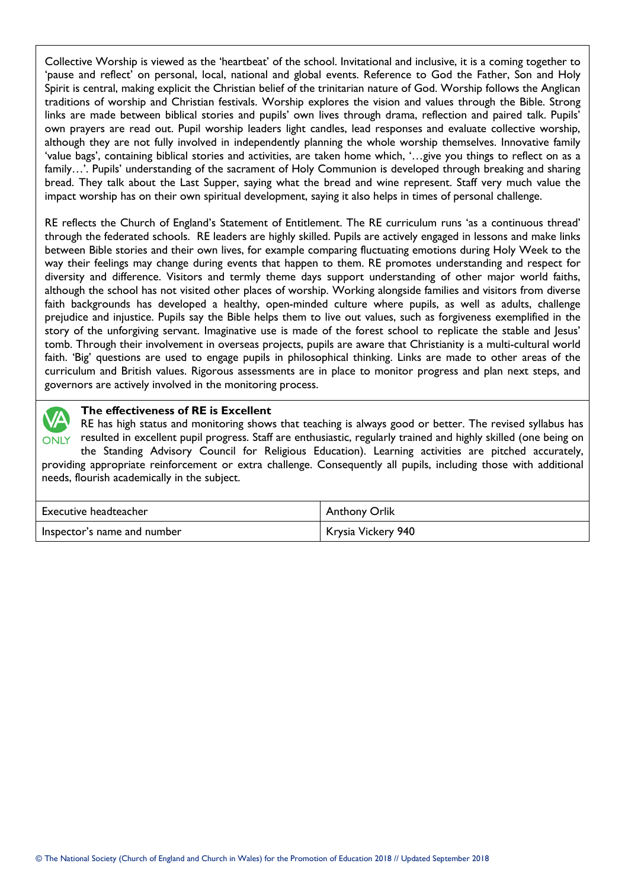Collective Worship is viewed as the 'heartbeat' of the school. Invitational and inclusive, it is a coming together to 'pause and reflect' on personal, local, national and global events. Reference to God the Father, Son and Holy Spirit is central, making explicit the Christian belief of the trinitarian nature of God. Worship follows the Anglican traditions of worship and Christian festivals. Worship explores the vision and values through the Bible. Strong links are made between biblical stories and pupils' own lives through drama, reflection and paired talk. Pupils' own prayers are read out. Pupil worship leaders light candles, lead responses and evaluate collective worship, although they are not fully involved in independently planning the whole worship themselves. Innovative family 'value bags', containing biblical stories and activities, are taken home which, '…give you things to reflect on as a family…'. Pupils' understanding of the sacrament of Holy Communion is developed through breaking and sharing bread. They talk about the Last Supper, saying what the bread and wine represent. Staff very much value the impact worship has on their own spiritual development, saying it also helps in times of personal challenge.

RE reflects the Church of England's Statement of Entitlement. The RE curriculum runs 'as a continuous thread' through the federated schools. RE leaders are highly skilled. Pupils are actively engaged in lessons and make links between Bible stories and their own lives, for example comparing fluctuating emotions during Holy Week to the way their feelings may change during events that happen to them. RE promotes understanding and respect for diversity and difference. Visitors and termly theme days support understanding of other major world faiths, although the school has not visited other places of worship. Working alongside families and visitors from diverse faith backgrounds has developed a healthy, open-minded culture where pupils, as well as adults, challenge prejudice and injustice. Pupils say the Bible helps them to live out values, such as forgiveness exemplified in the story of the unforgiving servant. Imaginative use is made of the forest school to replicate the stable and Jesus' tomb. Through their involvement in overseas projects, pupils are aware that Christianity is a multi-cultural world faith. 'Big' questions are used to engage pupils in philosophical thinking. Links are made to other areas of the curriculum and British values. Rigorous assessments are in place to monitor progress and plan next steps, and governors are actively involved in the monitoring process.

VA ONLY

**The effectiveness of RE is Excellent**

RE has high status and monitoring shows that teaching is always good or better. The revised syllabus has resulted in excellent pupil progress. Staff are enthusiastic, regularly trained and highly skilled (one being on the Standing Advisory Council for Religious Education). Learning activities are pitched accurately, providing appropriate reinforcement or extra challenge. Consequently all pupils, including those with additional needs, flourish academically in the subject.

| | |
|---|---|
| Executive headteacher | Anthony Orlik |
| Inspector's name and number | Krysia Vickery 940 |

© The National Society (Church of England and Church in Wales) for the Promotion of Education 2018 // Updated September 2018